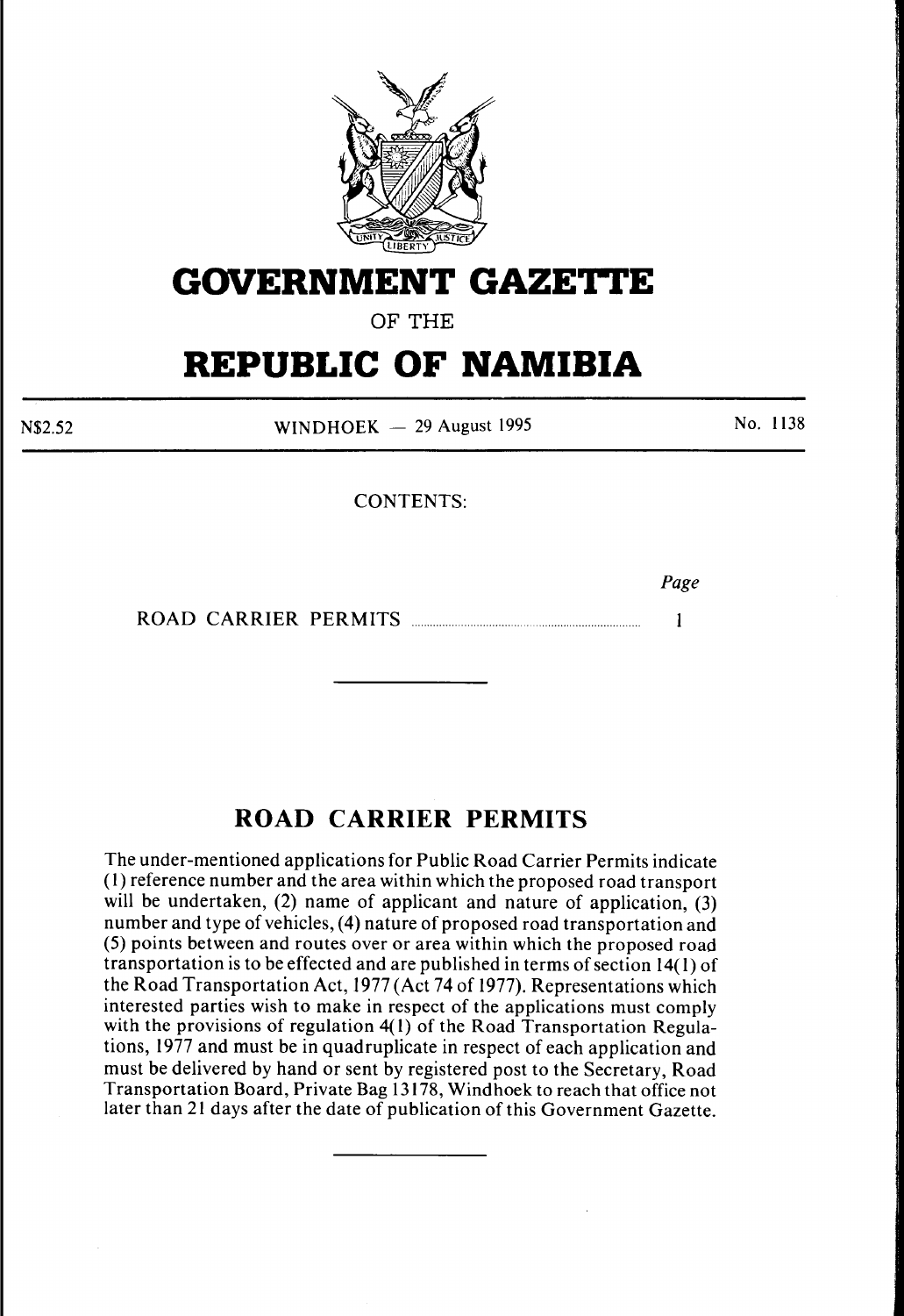# GOVERNMENT GAZETTE

OF THE

# REPUBLIC OF NAMIBIA

N$2.52 WINDHOEK — 29 August 1995 No. 1138

CONTENTS:

| | Page |
|---|---|
| ROAD CARRIER PERMITS | 1 |

---

## ROAD CARRIER PERMITS

The under-mentioned applications for Public Road Carrier Permits indicate (1) reference number and the area within which the proposed road transport will be undertaken, (2) name of applicant and nature of application, (3) number and type of vehicles, (4) nature of proposed road transportation and (5) points between and routes over or area within which the proposed road transportation is to be effected and are published in terms of section 14(1) of the Road Transportation Act, 1977 (Act 74 of 1977). Representations which interested parties wish to make in respect of the applications must comply with the provisions of regulation 4(1) of the Road Transportation Regulations, 1977 and must be in quadruplicate in respect of each application and must be delivered by hand or sent by registered post to the Secretary, Road Transportation Board, Private Bag 13178, Windhoek to reach that office not later than 21 days after the date of publication of this Government Gazette.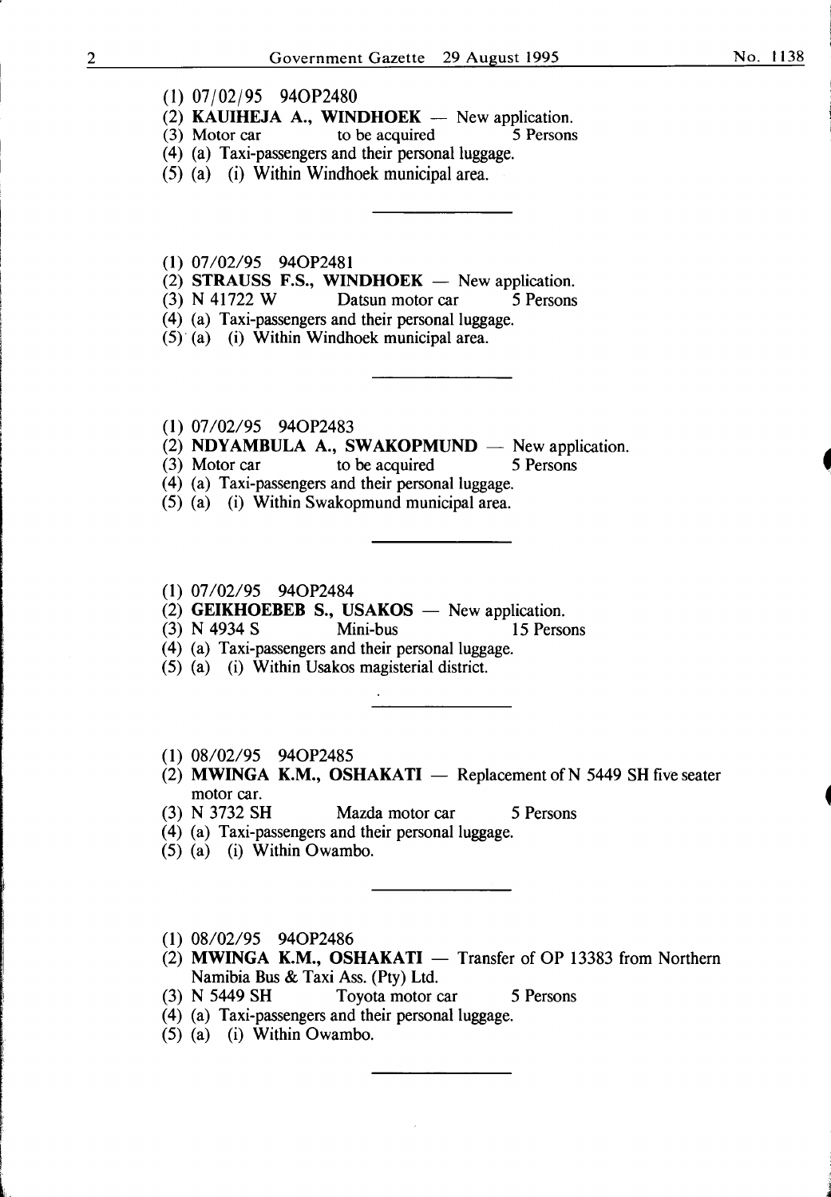(1) 07/02/95 94OP2480
(2) **KAUIHEJA A., WINDHOEK** — New application.
(3) Motor car to be acquired 5 Persons
(4) (a) Taxi-passengers and their personal luggage.
(5) (a) (i) Within Windhoek municipal area.

---

(1) 07/02/95 94OP2481
(2) **STRAUSS F.S., WINDHOEK** — New application.
(3) N 41722 W Datsun motor car 5 Persons
(4) (a) Taxi-passengers and their personal luggage.
(5) (a) (i) Within Windhoek municipal area.

---

(1) 07/02/95 94OP2483
(2) **NDYAMBULA A., SWAKOPMUND** — New application.
(3) Motor car to be acquired 5 Persons
(4) (a) Taxi-passengers and their personal luggage.
(5) (a) (i) Within Swakopmund municipal area.

---

(1) 07/02/95 94OP2484
(2) **GEIKHOEBEB S., USAKOS** — New application.
(3) N 4934 S Mini-bus 15 Persons
(4) (a) Taxi-passengers and their personal luggage.
(5) (a) (i) Within Usakos magisterial district.

---

(1) 08/02/95 94OP2485
(2) **MWINGA K.M., OSHAKATI** — Replacement of N 5449 SH five seater motor car.
(3) N 3732 SH Mazda motor car 5 Persons
(4) (a) Taxi-passengers and their personal luggage.
(5) (a) (i) Within Owambo.

---

(1) 08/02/95 94OP2486
(2) **MWINGA K.M., OSHAKATI** — Transfer of OP 13383 from Northern Namibia Bus & Taxi Ass. (Pty) Ltd.
(3) N 5449 SH Toyota motor car 5 Persons
(4) (a) Taxi-passengers and their personal luggage.
(5) (a) (i) Within Owambo.

---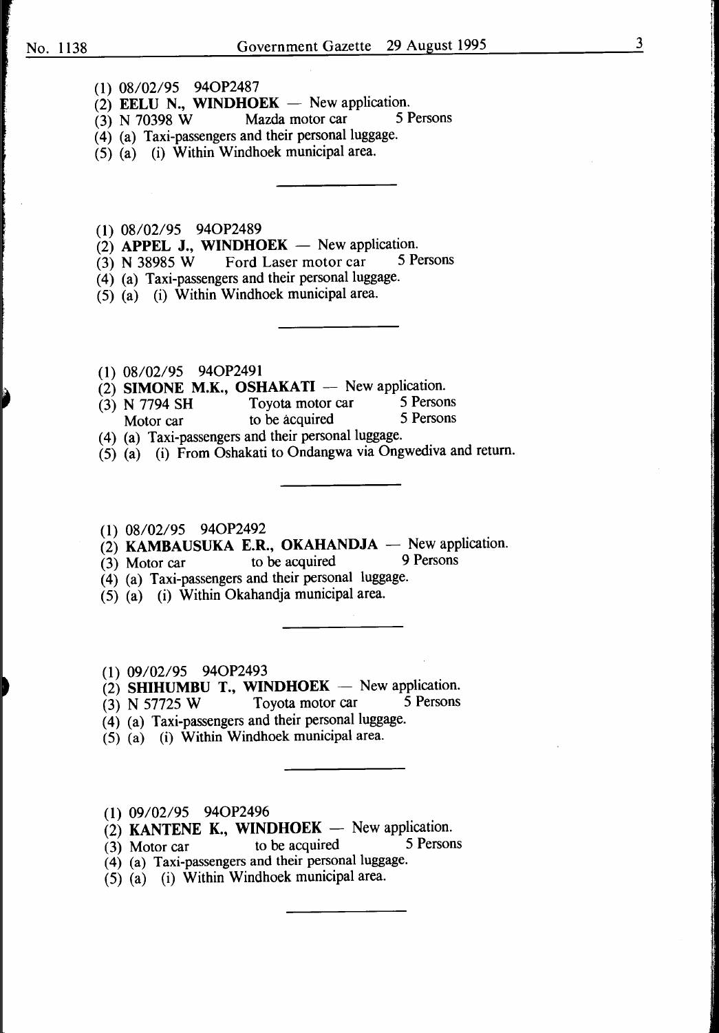(1) 08/02/95 94OP2487
(2) **EELU N., WINDHOEK** — New application.
(3) N 70398 W Mazda motor car 5 Persons
(4) (a) Taxi-passengers and their personal luggage.
(5) (a) (i) Within Windhoek municipal area.

---

(1) 08/02/95 94OP2489
(2) **APPEL J., WINDHOEK** — New application.
(3) N 38985 W Ford Laser motor car 5 Persons
(4) (a) Taxi-passengers and their personal luggage.
(5) (a) (i) Within Windhoek municipal area.

---

(1) 08/02/95 94OP2491
(2) **SIMONE M.K., OSHAKATI** — New application.
(3) N 7794 SH Toyota motor car 5 Persons
Motor car to be àcquired 5 Persons
(4) (a) Taxi-passengers and their personal luggage.
(5) (a) (i) From Oshakati to Ondangwa via Ongwediva and return.

---

(1) 08/02/95 94OP2492
(2) **KAMBAUSUKA E.R., OKAHANDJA** — New application.
(3) Motor car to be acquired 9 Persons
(4) (a) Taxi-passengers and their personal luggage.
(5) (a) (i) Within Okahandja municipal area.

---

(1) 09/02/95 94OP2493
(2) **SHIHUMBU T., WINDHOEK** — New application.
(3) N 57725 W Toyota motor car 5 Persons
(4) (a) Taxi-passengers and their personal luggage.
(5) (a) (i) Within Windhoek municipal area.

---

(1) 09/02/95 94OP2496
(2) **KANTENE K., WINDHOEK** — New application.
(3) Motor car to be acquired 5 Persons
(4) (a) Taxi-passengers and their personal luggage.
(5) (a) (i) Within Windhoek municipal area.

---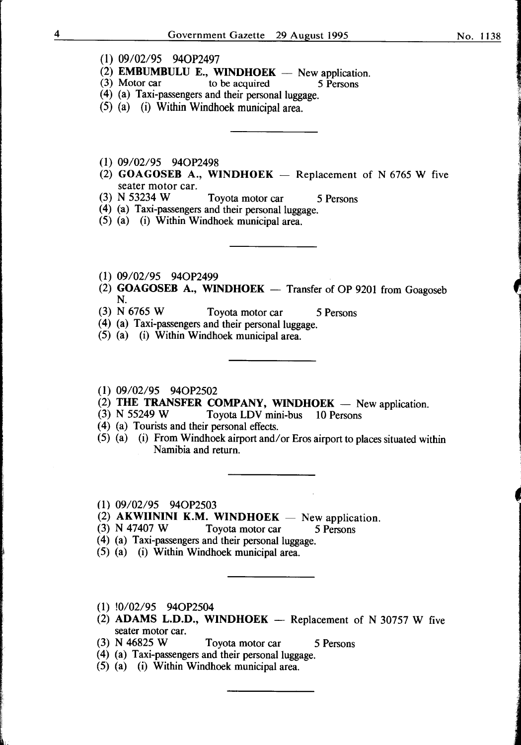(1) 09/02/95 94OP2497

(2) **EMBUMBULU E., WINDHOEK** — New application.

(3) Motor car to be acquired 5 Persons

(4) (a) Taxi-passengers and their personal luggage.

(5) (a) (i) Within Windhoek municipal area.

---

(1) 09/02/95 94OP2498

(2) **GOAGOSEB A., WINDHOEK** — Replacement of N 6765 W five seater motor car.

(3) N 53234 W Toyota motor car 5 Persons

(4) (a) Taxi-passengers and their personal luggage.

(5) (a) (i) Within Windhoek municipal area.

---

(1) 09/02/95 94OP2499

(2) **GOAGOSEB A., WINDHOEK** — Transfer of OP 9201 from Goagoseb N.

(3) N 6765 W Toyota motor car 5 Persons

(4) (a) Taxi-passengers and their personal luggage.

(5) (a) (i) Within Windhoek municipal area.

---

(1) 09/02/95 94OP2502

(2) **THE TRANSFER COMPANY, WINDHOEK** — New application.

(3) N 55249 W Toyota LDV mini-bus 10 Persons

(4) (a) Tourists and their personal effects.

(5) (a) (i) From Windhoek airport and/or Eros airport to places situated within Namibia and return.

---

(1) 09/02/95 94OP2503

(2) **AKWIININI K.M. WINDHOEK** — New application.

(3) N 47407 W Toyota motor car 5 Persons

(4) (a) Taxi-passengers and their personal luggage.

(5) (a) (i) Within Windhoek municipal area.

---

(1) !0/02/95 94OP2504

(2) **ADAMS L.D.D., WINDHOEK** — Replacement of N 30757 W five seater motor car.

(3) N 46825 W Toyota motor car 5 Persons

(4) (a) Taxi-passengers and their personal luggage.

(5) (a) (i) Within Windhoek municipal area.

---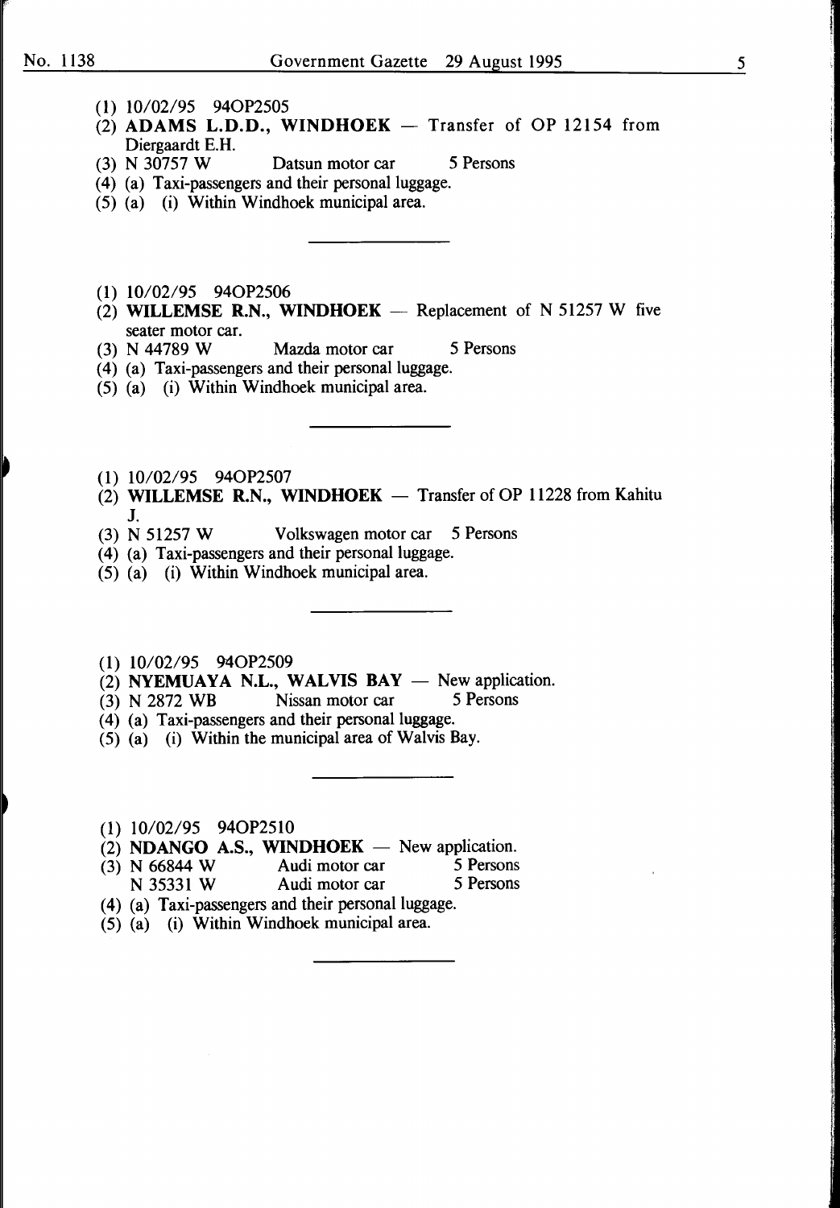(1) 10/02/95 94OP2505
(2) **ADAMS L.D.D., WINDHOEK** — Transfer of OP 12154 from Diergaardt E.H.
(3) N 30757 W Datsun motor car 5 Persons
(4) (a) Taxi-passengers and their personal luggage.
(5) (a) (i) Within Windhoek municipal area.

---

(1) 10/02/95 94OP2506
(2) **WILLEMSE R.N., WINDHOEK** — Replacement of N 51257 W five seater motor car.
(3) N 44789 W Mazda motor car 5 Persons
(4) (a) Taxi-passengers and their personal luggage.
(5) (a) (i) Within Windhoek municipal area.

---

(1) 10/02/95 94OP2507
(2) **WILLEMSE R.N., WINDHOEK** — Transfer of OP 11228 from Kahitu J.
(3) N 51257 W Volkswagen motor car 5 Persons
(4) (a) Taxi-passengers and their personal luggage.
(5) (a) (i) Within Windhoek municipal area.

---

(1) 10/02/95 94OP2509
(2) **NYEMUAYA N.L., WALVIS BAY** — New application.
(3) N 2872 WB Nissan motor car 5 Persons
(4) (a) Taxi-passengers and their personal luggage.
(5) (a) (i) Within the municipal area of Walvis Bay.

---

(1) 10/02/95 94OP2510
(2) **NDANGO A.S., WINDHOEK** — New application.
(3) N 66844 W Audi motor car 5 Persons
N 35331 W Audi motor car 5 Persons
(4) (a) Taxi-passengers and their personal luggage.
(5) (a) (i) Within Windhoek municipal area.

---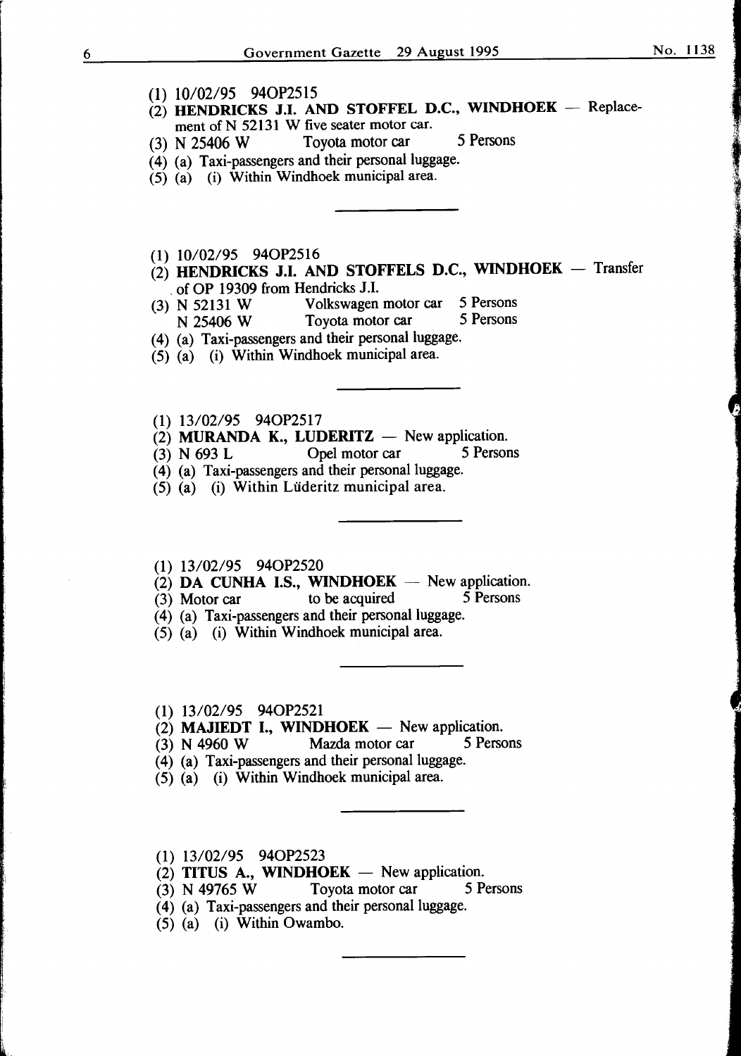(1) 10/02/95 94OP2515
(2) **HENDRICKS J.I. AND STOFFEL D.C., WINDHOEK** — Replacement of N 52131 W five seater motor car.
(3) N 25406 W Toyota motor car 5 Persons
(4) (a) Taxi-passengers and their personal luggage.
(5) (a) (i) Within Windhoek municipal area.

---

(1) 10/02/95 94OP2516
(2) **HENDRICKS J.I. AND STOFFELS D.C., WINDHOEK** — Transfer of OP 19309 from Hendricks J.I.
(3) N 52131 W Volkswagen motor car 5 Persons
N 25406 W Toyota motor car 5 Persons
(4) (a) Taxi-passengers and their personal luggage.
(5) (a) (i) Within Windhoek municipal area.

---

(1) 13/02/95 94OP2517
(2) **MURANDA K., LUDERITZ** — New application.
(3) N 693 L Opel motor car 5 Persons
(4) (a) Taxi-passengers and their personal luggage.
(5) (a) (i) Within Lüderitz municipal area.

---

(1) 13/02/95 94OP2520
(2) **DA CUNHA I.S., WINDHOEK** — New application.
(3) Motor car to be acquired 5 Persons
(4) (a) Taxi-passengers and their personal luggage.
(5) (a) (i) Within Windhoek municipal area.

---

(1) 13/02/95 94OP2521
(2) **MAJIEDT I., WINDHOEK** — New application.
(3) N 4960 W Mazda motor car 5 Persons
(4) (a) Taxi-passengers and their personal luggage.
(5) (a) (i) Within Windhoek municipal area.

---

(1) 13/02/95 94OP2523
(2) **TITUS A., WINDHOEK** — New application.
(3) N 49765 W Toyota motor car 5 Persons
(4) (a) Taxi-passengers and their personal luggage.
(5) (a) (i) Within Owambo.

---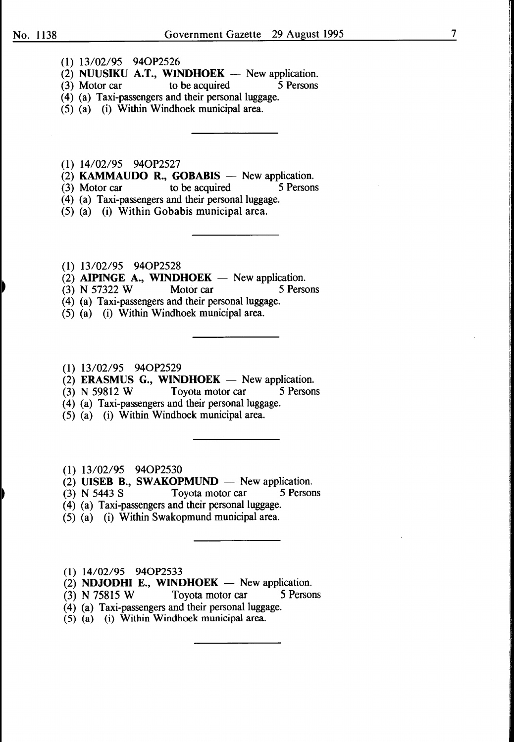(1) 13/02/95 94OP2526
(2) **NUUSIKU A.T., WINDHOEK** — New application.
(3) Motor car to be acquired 5 Persons
(4) (a) Taxi-passengers and their personal luggage.
(5) (a) (i) Within Windhoek municipal area.

---

(1) 14/02/95 94OP2527
(2) **KAMMAUDO R., GOBABIS** — New application.
(3) Motor car to be acquired 5 Persons
(4) (a) Taxi-passengers and their personal luggage.
(5) (a) (i) Within Gobabis municipal area.

---

(1) 13/02/95 94OP2528
(2) **AIPINGE A., WINDHOEK** — New application.
(3) N 57322 W Motor car 5 Persons
(4) (a) Taxi-passengers and their personal luggage.
(5) (a) (i) Within Windhoek municipal area.

---

(1) 13/02/95 94OP2529
(2) **ERASMUS G., WINDHOEK** — New application.
(3) N 59812 W Toyota motor car 5 Persons
(4) (a) Taxi-passengers and their personal luggage.
(5) (a) (i) Within Windhoek municipal area.

---

(1) 13/02/95 94OP2530
(2) **UISEB B., SWAKOPMUND** — New application.
(3) N 5443 S Toyota motor car 5 Persons
(4) (a) Taxi-passengers and their personal luggage.
(5) (a) (i) Within Swakopmund municipal area.

---

(1) 14/02/95 94OP2533
(2) **NDJODHI E., WINDHOEK** — New application.
(3) N 75815 W Toyota motor car 5 Persons
(4) (a) Taxi-passengers and their personal luggage.
(5) (a) (i) Within Windhoek municipal area.

---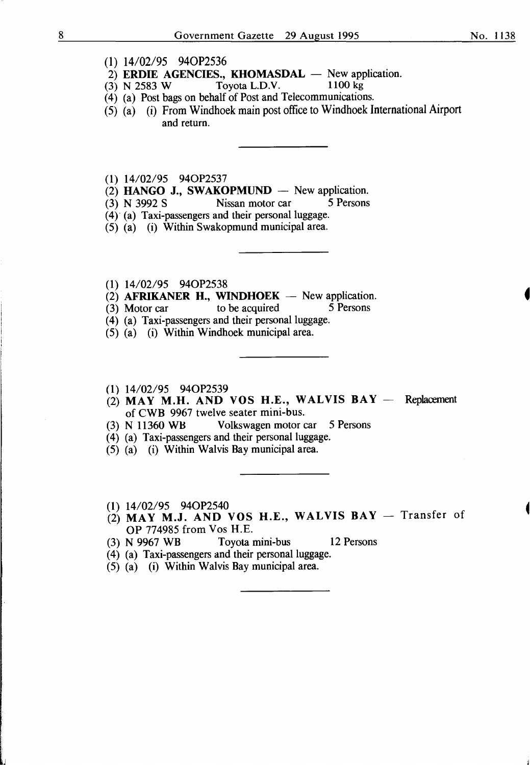(1) 14/02/95 94OP2536
2) **ERDIE AGENCIES., KHOMASDAL** — New application.
(3) N 2583 W Toyota L.D.V. 1100 kg
(4) (a) Post bags on behalf of Post and Telecommunications.
(5) (a) (i) From Windhoek main post office to Windhoek International Airport and return.

---

(1) 14/02/95 94OP2537
(2) **HANGO J., SWAKOPMUND** — New application.
(3) N 3992 S Nissan motor car 5 Persons
(4) (a) Taxi-passengers and their personal luggage.
(5) (a) (i) Within Swakopmund municipal area.

---

(1) 14/02/95 94OP2538
(2) **AFRIKANER H., WINDHOEK** — New application.
(3) Motor car to be acquired 5 Persons
(4) (a) Taxi-passengers and their personal luggage.
(5) (a) (i) Within Windhoek municipal area.

---

(1) 14/02/95 94OP2539
(2) **MAY M.H. AND VOS H.E., WALVIS BAY** — Replacement of CWB 9967 twelve seater mini-bus.
(3) N 11360 WB Volkswagen motor car 5 Persons
(4) (a) Taxi-passengers and their personal luggage.
(5) (a) (i) Within Walvis Bay municipal area.

---

(1) 14/02/95 94OP2540
(2) **MAY M.J. AND VOS H.E., WALVIS BAY** — Transfer of OP 774985 from Vos H.E.
(3) N 9967 WB Toyota mini-bus 12 Persons
(4) (a) Taxi-passengers and their personal luggage.
(5) (a) (i) Within Walvis Bay municipal area.

---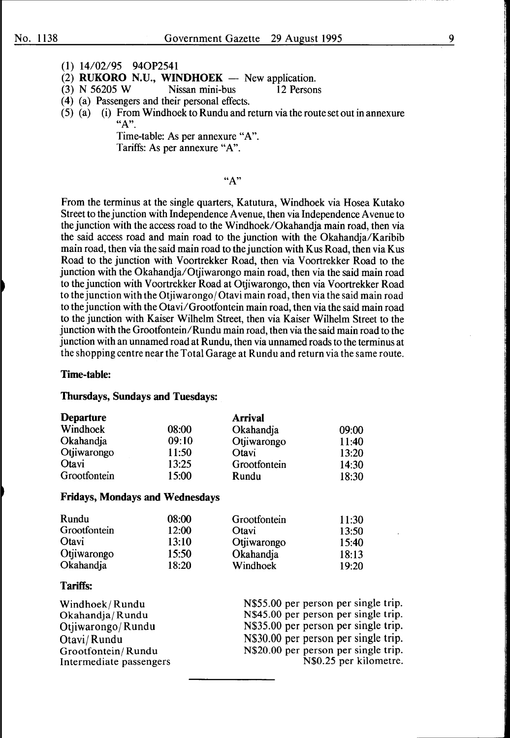(1) 14/02/95 94OP2541

(2) **RUKORO N.U., WINDHOEK** — New application.

(3) N 56205 W Nissan mini-bus 12 Persons

(4) (a) Passengers and their personal effects.

(5) (a) (i) From Windhoek to Rundu and return via the route set out in annexure "A".

Time-table: As per annexure "A".

Tariffs: As per annexure "A".

"A"

From the terminus at the single quarters, Katutura, Windhoek via Hosea Kutako Street to the junction with Independence Avenue, then via Independence Avenue to the junction with the access road to the Windhoek/Okahandja main road, then via the said access road and main road to the junction with the Okahandja/Karibib main road, then via the said main road to the junction with Kus Road, then via Kus Road to the junction with Voortrekker Road, then via Voortrekker Road to the junction with the Okahandja/Otjiwarongo main road, then via the said main road to the junction with Voortrekker Road at Otjiwarongo, then via Voortrekker Road to the junction with the Otjiwarongo/Otavi main road, then via the said main road to the junction with the Otavi/Grootfontein main road, then via the said main road to the junction with Kaiser Wilhelm Street, then via Kaiser Wilhelm Street to the junction with the Grootfontein/Rundu main road, then via the said main road to the junction with an unnamed road at Rundu, then via unnamed roads to the terminus at the shopping centre near the Total Garage at Rundu and return via the same route.

**Time-table:**

**Thursdays, Sundays and Tuesdays:**

| **Departure** | | **Arrival** | |
|---|---|---|---|
| Windhoek | 08:00 | Okahandja | 09:00 |
| Okahandja | 09:10 | Otjiwarongo | 11:40 |
| Otjiwarongo | 11:50 | Otavi | 13:20 |
| Otavi | 13:25 | Grootfontein | 14:30 |
| Grootfontein | 15:00 | Rundu | 18:30 |

**Fridays, Mondays and Wednesdays**

| | | | |
|---|---|---|---|
| Rundu | 08:00 | Grootfontein | 11:30 |
| Grootfontein | 12:00 | Otavi | 13:50 |
| Otavi | 13:10 | Otjiwarongo | 15:40 |
| Otjiwarongo | 15:50 | Okahandja | 18:13 |
| Okahandja | 18:20 | Windhoek | 19:20 |

**Tariffs:**

| | |
|---|---|
| Windhoek/Rundu | N$55.00 per person per single trip. |
| Okahandja/Rundu | N$45.00 per person per single trip. |
| Otjiwarongo/Rundu | N$35.00 per person per single trip. |
| Otavi/Rundu | N$30.00 per person per single trip. |
| Grootfontein/Rundu | N$20.00 per person per single trip. |
| Intermediate passengers | N$0.25 per kilometre. |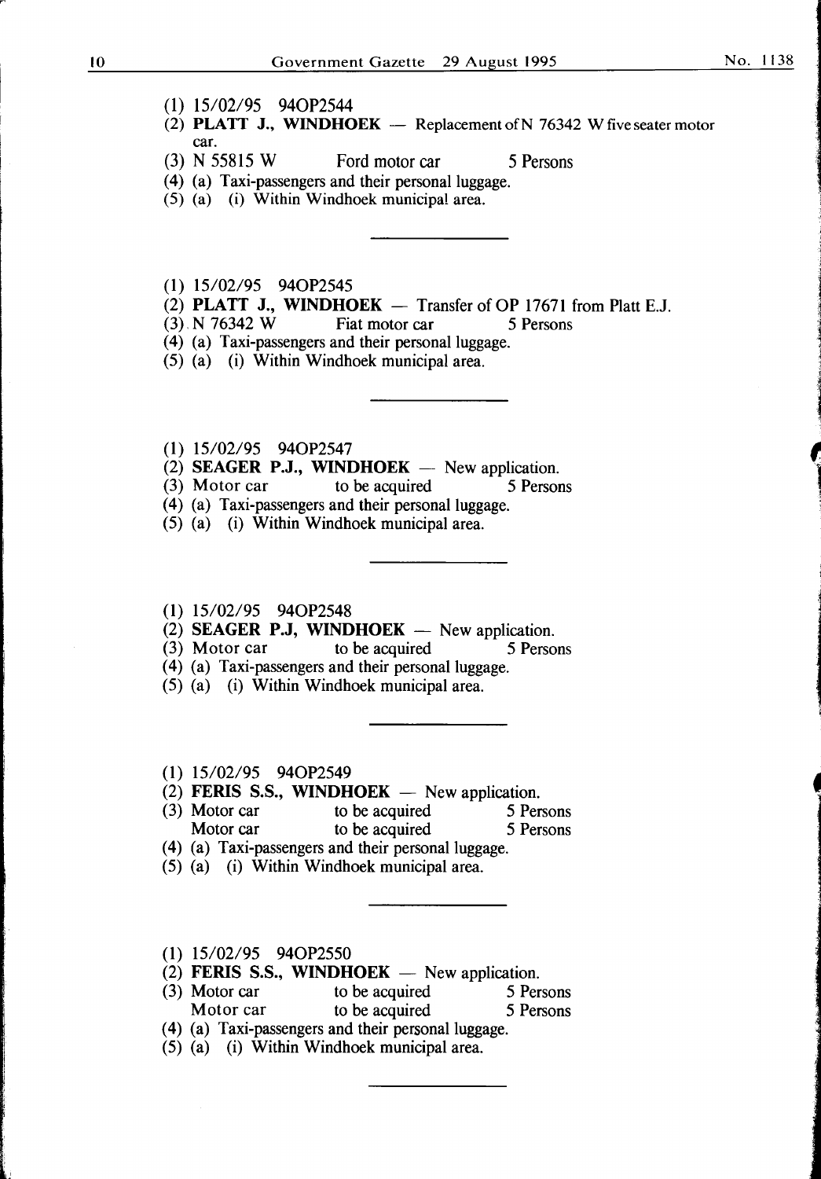(1) 15/02/95 94OP2544
(2) **PLATT J., WINDHOEK** — Replacement of N 76342 W five seater motor car.
(3) N 55815 W Ford motor car 5 Persons
(4) (a) Taxi-passengers and their personal luggage.
(5) (a) (i) Within Windhoek municipal area.

---

(1) 15/02/95 94OP2545
(2) **PLATT J., WINDHOEK** — Transfer of OP 17671 from Platt E.J.
(3) N 76342 W Fiat motor car 5 Persons
(4) (a) Taxi-passengers and their personal luggage.
(5) (a) (i) Within Windhoek municipal area.

---

(1) 15/02/95 94OP2547
(2) **SEAGER P.J., WINDHOEK** — New application.
(3) Motor car to be acquired 5 Persons
(4) (a) Taxi-passengers and their personal luggage.
(5) (a) (i) Within Windhoek municipal area.

---

(1) 15/02/95 94OP2548
(2) **SEAGER P.J, WINDHOEK** — New application.
(3) Motor car to be acquired 5 Persons
(4) (a) Taxi-passengers and their personal luggage.
(5) (a) (i) Within Windhoek municipal area.

---

(1) 15/02/95 94OP2549
(2) **FERIS S.S., WINDHOEK** — New application.
(3) Motor car to be acquired 5 Persons
Motor car to be acquired 5 Persons
(4) (a) Taxi-passengers and their personal luggage.
(5) (a) (i) Within Windhoek municipal area.

---

(1) 15/02/95 94OP2550
(2) **FERIS S.S., WINDHOEK** — New application.
(3) Motor car to be acquired 5 Persons
Motor car to be acquired 5 Persons
(4) (a) Taxi-passengers and their personal luggage.
(5) (a) (i) Within Windhoek municipal area.

---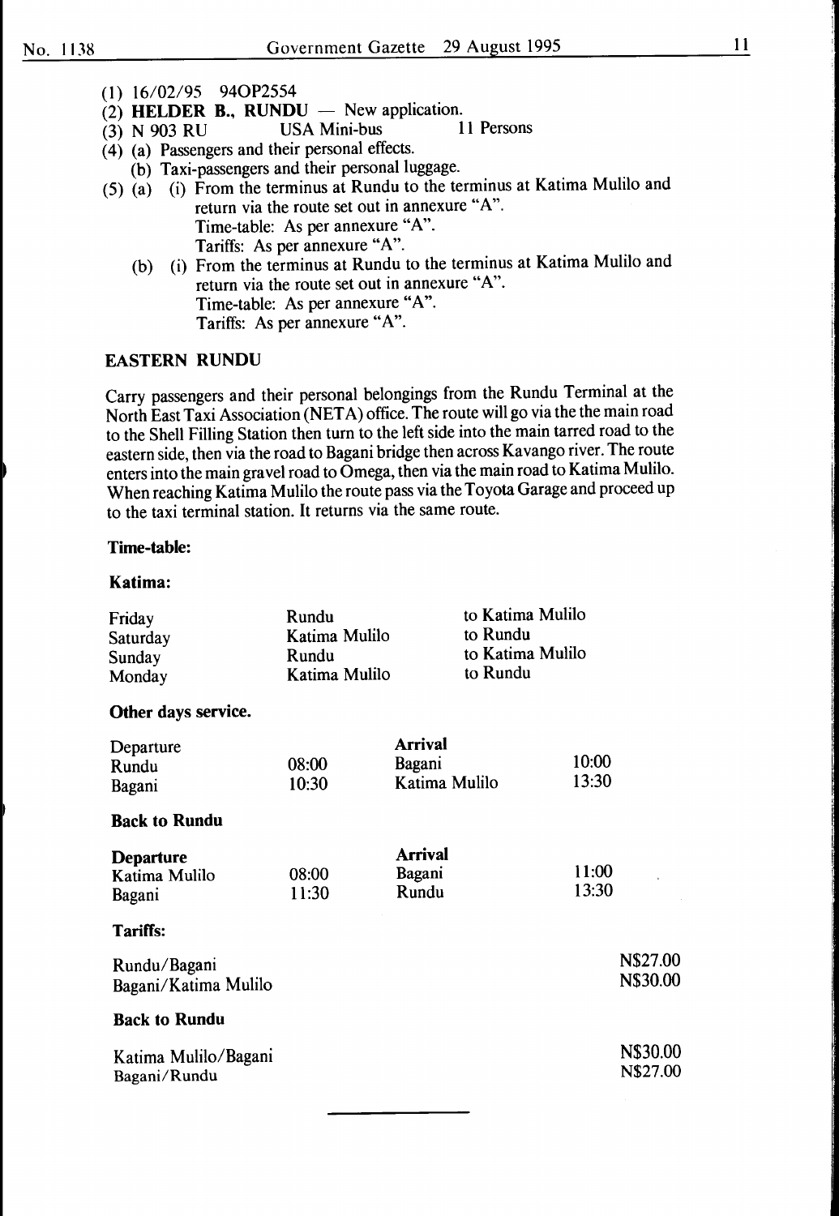(1) 16/02/95 94OP2554
(2) **HELDER B., RUNDU** — New application.
(3) N 903 RU USA Mini-bus 11 Persons
(4) (a) Passengers and their personal effects.
 (b) Taxi-passengers and their personal luggage.
(5) (a) (i) From the terminus at Rundu to the terminus at Katima Mulilo and return via the route set out in annexure "A".
 Time-table: As per annexure "A".
 Tariffs: As per annexure "A".
 (b) (i) From the terminus at Rundu to the terminus at Katima Mulilo and return via the route set out in annexure "A".
 Time-table: As per annexure "A".
 Tariffs: As per annexure "A".

## EASTERN RUNDU

Carry passengers and their personal belongings from the Rundu Terminal at the North East Taxi Association (NETA) office. The route will go via the the main road to the Shell Filling Station then turn to the left side into the main tarred road to the eastern side, then via the road to Bagani bridge then across Kavango river. The route enters into the main gravel road to Omega, then via the main road to Katima Mulilo. When reaching Katima Mulilo the route pass via the Toyota Garage and proceed up to the taxi terminal station. It returns via the same route.

**Time-table:**

**Katima:**

| | | |
|---|---|---|
| Friday | Rundu | to Katima Mulilo |
| Saturday | Katima Mulilo | to Rundu |
| Sunday | Rundu | to Katima Mulilo |
| Monday | Katima Mulilo | to Rundu |

**Other days service.**

| Departure | | Arrival | |
|---|---|---|---|
| Rundu | 08:00 | Bagani | 10:00 |
| Bagani | 10:30 | Katima Mulilo | 13:30 |

**Back to Rundu**

| **Departure** | | **Arrival** | |
|---|---|---|---|
| Katima Mulilo | 08:00 | Bagani | 11:00 |
| Bagani | 11:30 | Rundu | 13:30 |

**Tariffs:**

| | |
|---|---|
| Rundu/Bagani | N$27.00 |
| Bagani/Katima Mulilo | N$30.00 |

**Back to Rundu**

| | |
|---|---|
| Katima Mulilo/Bagani | N$30.00 |
| Bagani/Rundu | N$27.00 |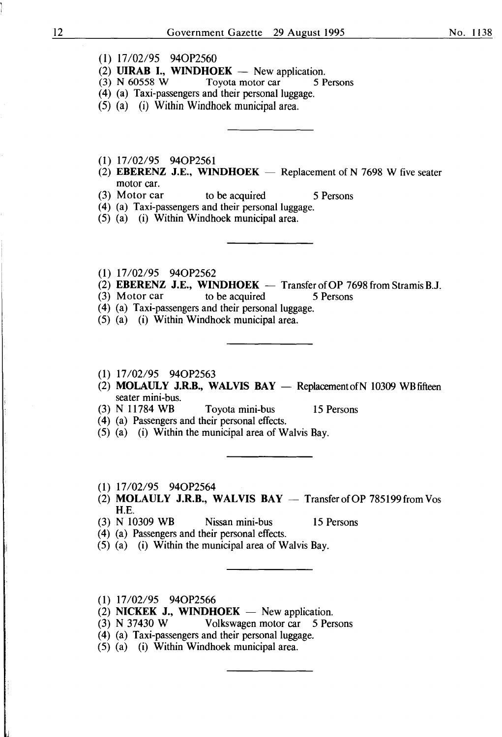(1) 17/02/95 94OP2560
(2) **UIRAB I., WINDHOEK** — New application.
(3) N 60558 W Toyota motor car 5 Persons
(4) (a) Taxi-passengers and their personal luggage.
(5) (a) (i) Within Windhoek municipal area.

---

(1) 17/02/95 94OP2561
(2) **EBERENZ J.E., WINDHOEK** — Replacement of N 7698 W five seater motor car.
(3) Motor car to be acquired 5 Persons
(4) (a) Taxi-passengers and their personal luggage.
(5) (a) (i) Within Windhoek municipal area.

---

(1) 17/02/95 94OP2562
(2) **EBERENZ J.E., WINDHOEK** — Transfer of OP 7698 from Stramis B.J.
(3) Motor car to be acquired 5 Persons
(4) (a) Taxi-passengers and their personal luggage.
(5) (a) (i) Within Windhoek municipal area.

---

(1) 17/02/95 94OP2563
(2) **MOLAULY J.R.B., WALVIS BAY** — Replacement of N 10309 WB fifteen seater mini-bus.
(3) N 11784 WB Toyota mini-bus 15 Persons
(4) (a) Passengers and their personal effects.
(5) (a) (i) Within the municipal area of Walvis Bay.

---

(1) 17/02/95 94OP2564
(2) **MOLAULY J.R.B., WALVIS BAY** — Transfer of OP 785199 from Vos H.E.
(3) N 10309 WB Nissan mini-bus 15 Persons
(4) (a) Passengers and their personal effects.
(5) (a) (i) Within the municipal area of Walvis Bay.

---

(1) 17/02/95 94OP2566
(2) **NICKEK J., WINDHOEK** — New application.
(3) N 37430 W Volkswagen motor car 5 Persons
(4) (a) Taxi-passengers and their personal luggage.
(5) (a) (i) Within Windhoek municipal area.

---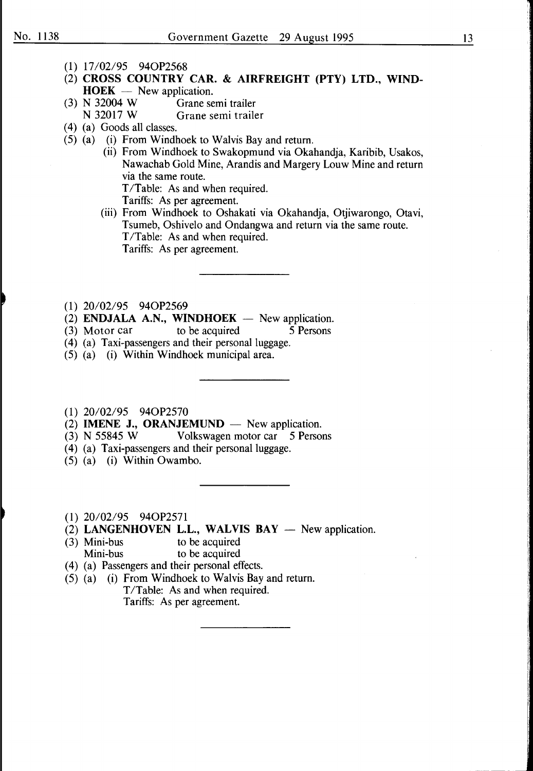(1) 17/02/95 94OP2568

(2) **CROSS COUNTRY CAR. & AIRFREIGHT (PTY) LTD., WINDHOEK** — New application.

(3) N 32004 W Grane semi trailer
N 32017 W Grane semi trailer

(4) (a) Goods all classes.

(5) (a) (i) From Windhoek to Walvis Bay and return.

(ii) From Windhoek to Swakopmund via Okahandja, Karibib, Usakos, Nawachab Gold Mine, Arandis and Margery Louw Mine and return via the same route.
T/Table: As and when required.
Tariffs: As per agreement.

(iii) From Windhoek to Oshakati via Okahandja, Otjiwarongo, Otavi, Tsumeb, Oshivelo and Ondangwa and return via the same route.
T/Table: As and when required.
Tariffs: As per agreement.

---

(1) 20/02/95 94OP2569

(2) **ENDJALA A.N., WINDHOEK** — New application.

(3) Motor car to be acquired 5 Persons

(4) (a) Taxi-passengers and their personal luggage.

(5) (a) (i) Within Windhoek municipal area.

---

(1) 20/02/95 94OP2570

(2) **IMENE J., ORANJEMUND** — New application.

(3) N 55845 W Volkswagen motor car 5 Persons

(4) (a) Taxi-passengers and their personal luggage.

(5) (a) (i) Within Owambo.

---

(1) 20/02/95 94OP2571

(2) **LANGENHOVEN L.L., WALVIS BAY** — New application.

(3) Mini-bus to be acquired
Mini-bus to be acquired

(4) (a) Passengers and their personal effects.

(5) (a) (i) From Windhoek to Walvis Bay and return.
T/Table: As and when required.
Tariffs: As per agreement.

---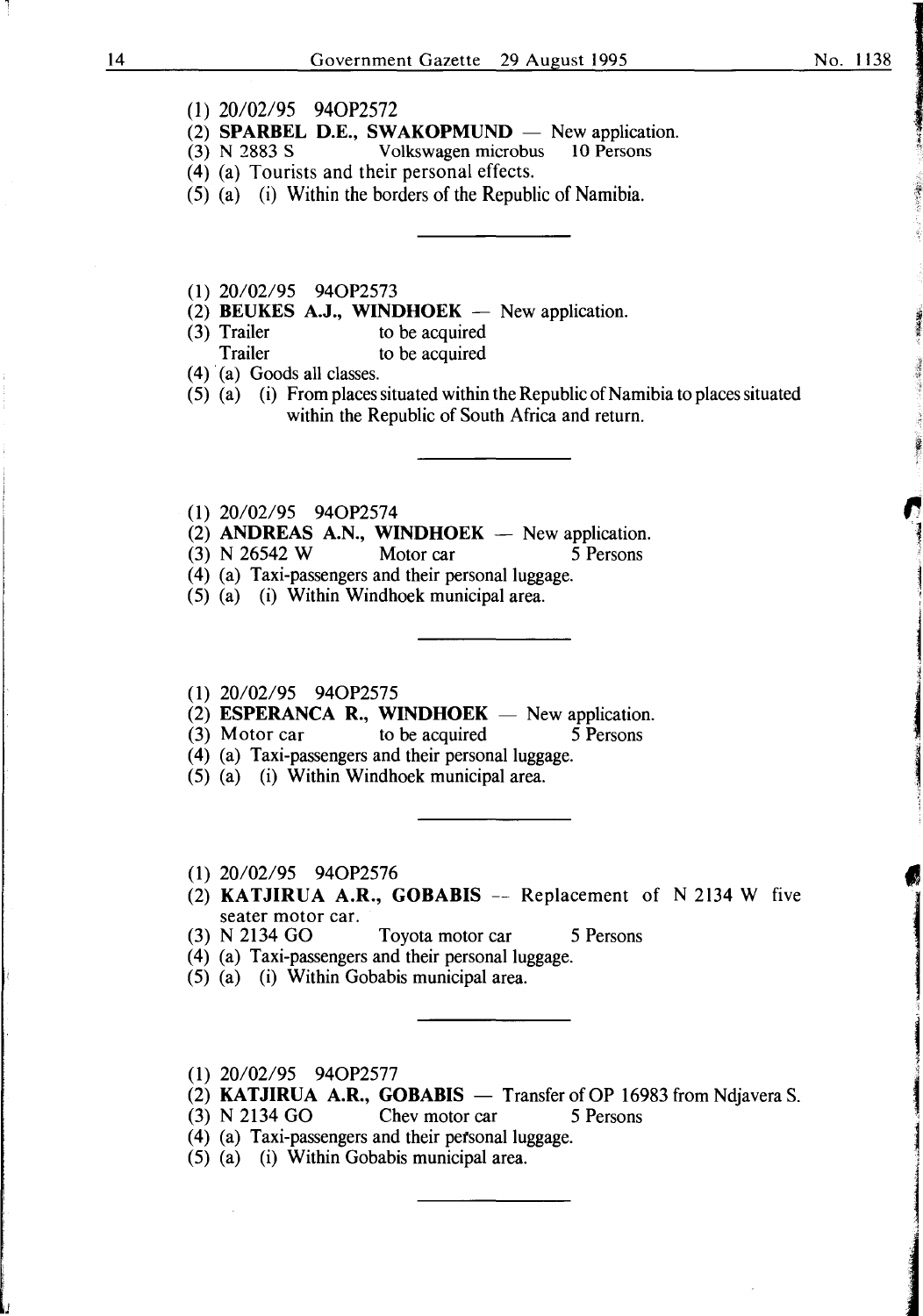(1) 20/02/95 94OP2572

(2) **SPARBEL D.E., SWAKOPMUND** — New application.

(3) N 2883 S Volkswagen microbus 10 Persons

(4) (a) Tourists and their personal effects.

(5) (a) (i) Within the borders of the Republic of Namibia.

---

(1) 20/02/95 94OP2573

(2) **BEUKES A.J., WINDHOEK** — New application.

(3) Trailer to be acquired
Trailer to be acquired

(4) (a) Goods all classes.

(5) (a) (i) From places situated within the Republic of Namibia to places situated within the Republic of South Africa and return.

---

(1) 20/02/95 94OP2574

(2) **ANDREAS A.N., WINDHOEK** — New application.

(3) N 26542 W Motor car 5 Persons

(4) (a) Taxi-passengers and their personal luggage.

(5) (a) (i) Within Windhoek municipal area.

---

(1) 20/02/95 94OP2575

(2) **ESPERANCA R., WINDHOEK** — New application.

(3) Motor car to be acquired 5 Persons

(4) (a) Taxi-passengers and their personal luggage.

(5) (a) (i) Within Windhoek municipal area.

---

(1) 20/02/95 94OP2576

(2) **KATJIRUA A.R., GOBABIS** -- Replacement of N 2134 W five seater motor car.

(3) N 2134 GO Toyota motor car 5 Persons

(4) (a) Taxi-passengers and their personal luggage.

(5) (a) (i) Within Gobabis municipal area.

---

(1) 20/02/95 94OP2577

(2) **KATJIRUA A.R., GOBABIS** — Transfer of OP 16983 from Ndjavera S.

(3) N 2134 GO Chev motor car 5 Persons

(4) (a) Taxi-passengers and their personal luggage.

(5) (a) (i) Within Gobabis municipal area.

---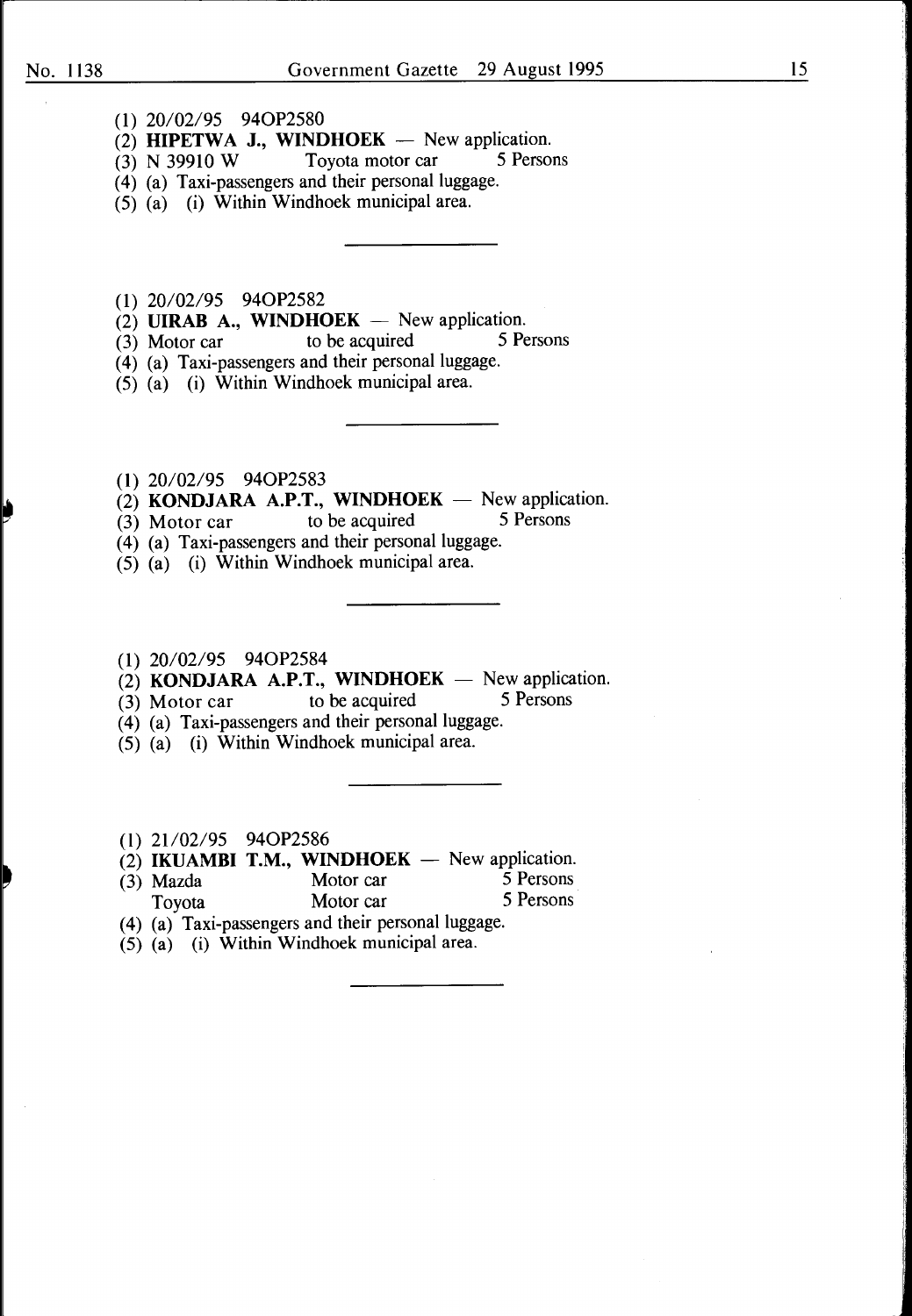(1) 20/02/95 94OP2580
(2) **HIPETWA J., WINDHOEK** — New application.
(3) N 39910 W Toyota motor car 5 Persons
(4) (a) Taxi-passengers and their personal luggage.
(5) (a) (i) Within Windhoek municipal area.

---

(1) 20/02/95 94OP2582
(2) **UIRAB A., WINDHOEK** — New application.
(3) Motor car to be acquired 5 Persons
(4) (a) Taxi-passengers and their personal luggage.
(5) (a) (i) Within Windhoek municipal area.

---

(1) 20/02/95 94OP2583
(2) **KONDJARA A.P.T., WINDHOEK** — New application.
(3) Motor car to be acquired 5 Persons
(4) (a) Taxi-passengers and their personal luggage.
(5) (a) (i) Within Windhoek municipal area.

---

(1) 20/02/95 94OP2584
(2) **KONDJARA A.P.T., WINDHOEK** — New application.
(3) Motor car to be acquired 5 Persons
(4) (a) Taxi-passengers and their personal luggage.
(5) (a) (i) Within Windhoek municipal area.

---

(1) 21/02/95 94OP2586
(2) **IKUAMBI T.M., WINDHOEK** — New application.
(3) Mazda Motor car 5 Persons
Toyota Motor car 5 Persons
(4) (a) Taxi-passengers and their personal luggage.
(5) (a) (i) Within Windhoek municipal area.

---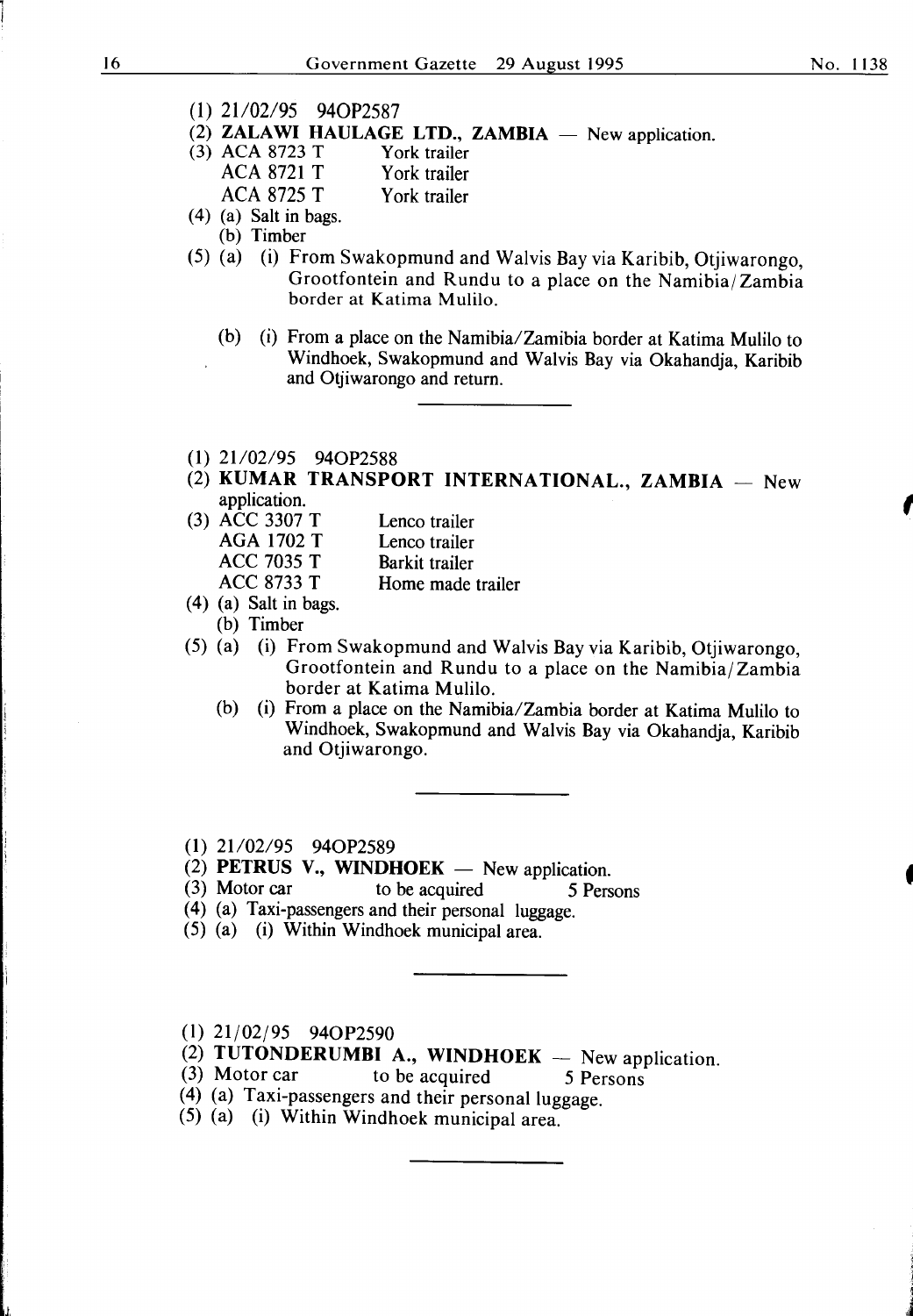(1) 21/02/95 94OP2587

(2) **ZALAWI HAULAGE LTD., ZAMBIA** — New application.

(3) ACA 8723 T York trailer
ACA 8721 T York trailer
ACA 8725 T York trailer

(4) (a) Salt in bags.
(b) Timber

(5) (a) (i) From Swakopmund and Walvis Bay via Karibib, Otjiwarongo, Grootfontein and Rundu to a place on the Namibia/Zambia border at Katima Mulilo.

(b) (i) From a place on the Namibia/Zamibia border at Katima Mulilo to Windhoek, Swakopmund and Walvis Bay via Okahandja, Karibib and Otjiwarongo and return.

---

(1) 21/02/95 94OP2588

(2) **KUMAR TRANSPORT INTERNATIONAL., ZAMBIA** — New application.

(3) ACC 3307 T Lenco trailer
AGA 1702 T Lenco trailer
ACC 7035 T Barkit trailer
ACC 8733 T Home made trailer

(4) (a) Salt in bags.
(b) Timber

(5) (a) (i) From Swakopmund and Walvis Bay via Karibib, Otjiwarongo, Grootfontein and Rundu to a place on the Namibia/Zambia border at Katima Mulilo.

(b) (i) From a place on the Namibia/Zambia border at Katima Mulilo to Windhoek, Swakopmund and Walvis Bay via Okahandja, Karibib and Otjiwarongo.

---

(1) 21/02/95 94OP2589

(2) **PETRUS V., WINDHOEK** — New application.

(3) Motor car to be acquired 5 Persons

(4) (a) Taxi-passengers and their personal luggage.

(5) (a) (i) Within Windhoek municipal area.

---

(1) 21/02/95 94OP2590

(2) **TUTONDERUMBI A., WINDHOEK** — New application.

(3) Motor car to be acquired 5 Persons

(4) (a) Taxi-passengers and their personal luggage.

(5) (a) (i) Within Windhoek municipal area.

---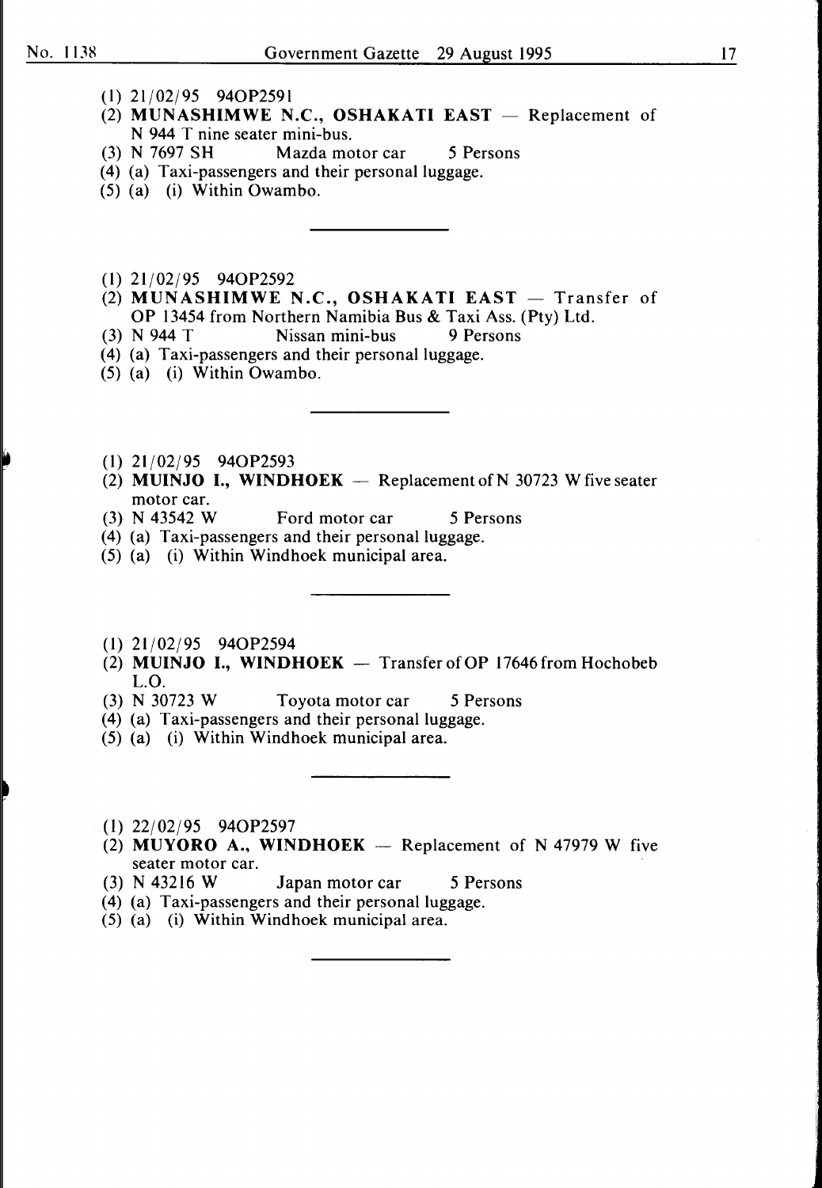(1) 21/02/95 94OP2591
(2) **MUNASHIMWE N.C., OSHAKATI EAST** — Replacement of N 944 T nine seater mini-bus.
(3) N 7697 SH Mazda motor car 5 Persons
(4) (a) Taxi-passengers and their personal luggage.
(5) (a) (i) Within Owambo.

---

(1) 21/02/95 94OP2592
(2) **MUNASHIMWE N.C., OSHAKATI EAST** — Transfer of OP 13454 from Northern Namibia Bus & Taxi Ass. (Pty) Ltd.
(3) N 944 T Nissan mini-bus 9 Persons
(4) (a) Taxi-passengers and their personal luggage.
(5) (a) (i) Within Owambo.

---

(1) 21/02/95 94OP2593
(2) **MUINJO I., WINDHOEK** — Replacement of N 30723 W five seater motor car.
(3) N 43542 W Ford motor car 5 Persons
(4) (a) Taxi-passengers and their personal luggage.
(5) (a) (i) Within Windhoek municipal area.

---

(1) 21/02/95 94OP2594
(2) **MUINJO I., WINDHOEK** — Transfer of OP 17646 from Hochobeb L.O.
(3) N 30723 W Toyota motor car 5 Persons
(4) (a) Taxi-passengers and their personal luggage.
(5) (a) (i) Within Windhoek municipal area.

---

(1) 22/02/95 94OP2597
(2) **MUYORO A., WINDHOEK** — Replacement of N 47979 W five seater motor car.
(3) N 43216 W Japan motor car 5 Persons
(4) (a) Taxi-passengers and their personal luggage.
(5) (a) (i) Within Windhoek municipal area.

---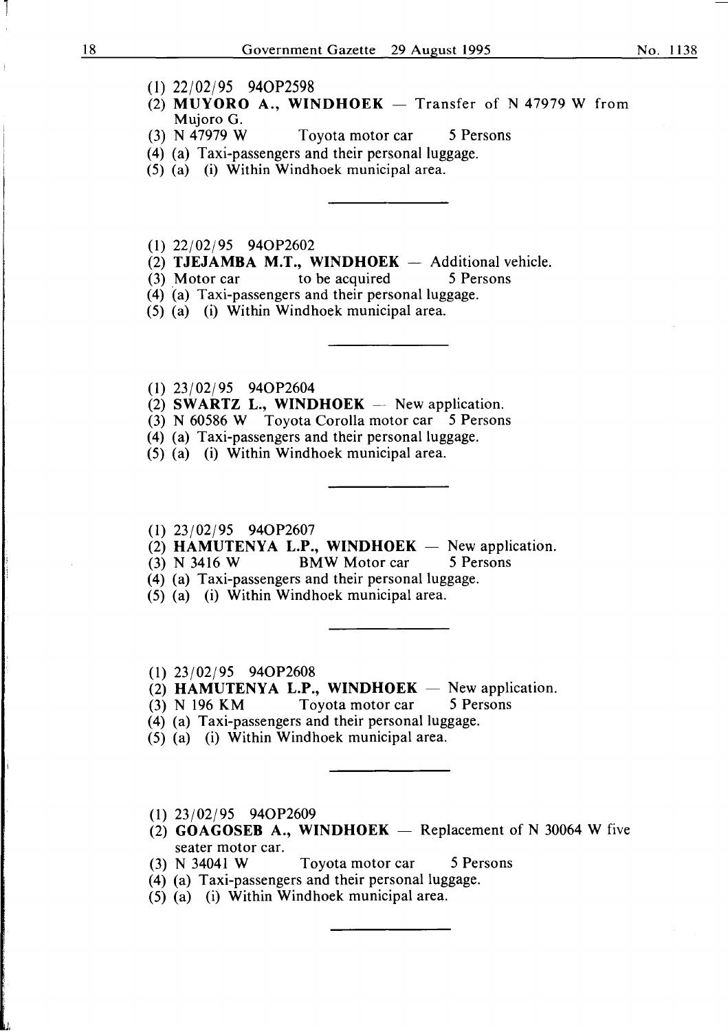(1) 22/02/95 94OP2598
(2) **MUYORO A., WINDHOEK** — Transfer of N 47979 W from Mujoro G.
(3) N 47979 W Toyota motor car 5 Persons
(4) (a) Taxi-passengers and their personal luggage.
(5) (a) (i) Within Windhoek municipal area.

---

(1) 22/02/95 94OP2602
(2) **TJEJAMBA M.T., WINDHOEK** — Additional vehicle.
(3) Motor car to be acquired 5 Persons
(4) (a) Taxi-passengers and their personal luggage.
(5) (a) (i) Within Windhoek municipal area.

---

(1) 23/02/95 94OP2604
(2) **SWARTZ L., WINDHOEK** — New application.
(3) N 60586 W Toyota Corolla motor car 5 Persons
(4) (a) Taxi-passengers and their personal luggage.
(5) (a) (i) Within Windhoek municipal area.

---

(1) 23/02/95 94OP2607
(2) **HAMUTENYA L.P., WINDHOEK** — New application.
(3) N 3416 W BMW Motor car 5 Persons
(4) (a) Taxi-passengers and their personal luggage.
(5) (a) (i) Within Windhoek municipal area.

---

(1) 23/02/95 94OP2608
(2) **HAMUTENYA L.P., WINDHOEK** — New application.
(3) N 196 KM Toyota motor car 5 Persons
(4) (a) Taxi-passengers and their personal luggage.
(5) (a) (i) Within Windhoek municipal area.

---

(1) 23/02/95 94OP2609
(2) **GOAGOSEB A., WINDHOEK** — Replacement of N 30064 W five seater motor car.
(3) N 34041 W Toyota motor car 5 Persons
(4) (a) Taxi-passengers and their personal luggage.
(5) (a) (i) Within Windhoek municipal area.

---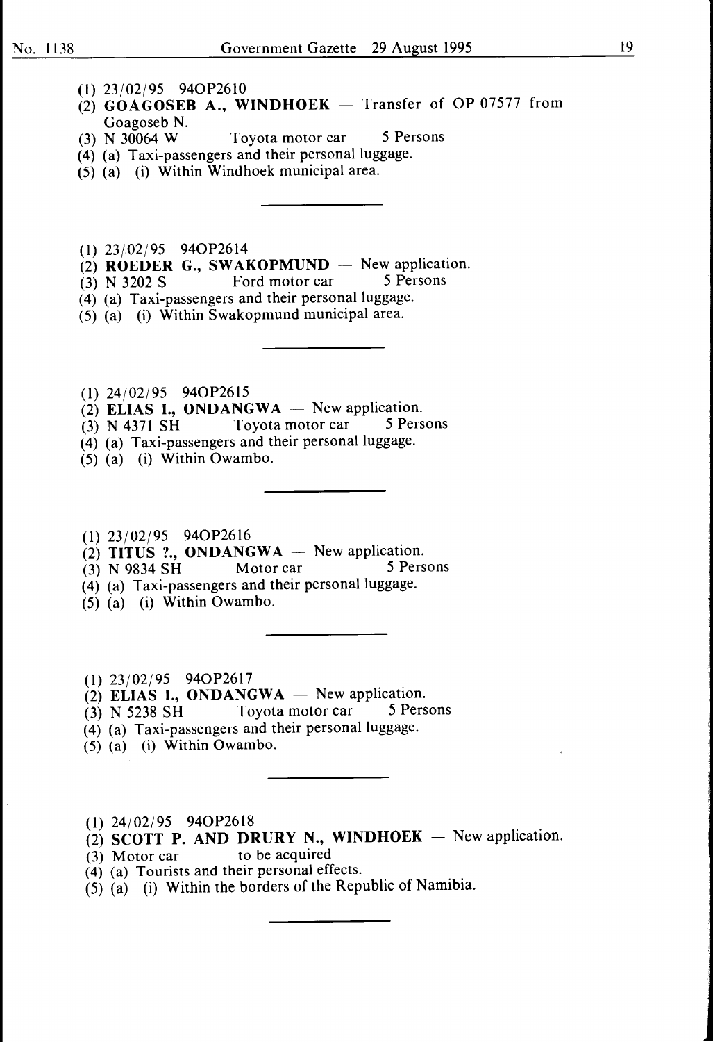(1) 23/02/95 94OP2610
(2) **GOAGOSEB A., WINDHOEK** — Transfer of OP 07577 from Goagoseb N.
(3) N 30064 W Toyota motor car 5 Persons
(4) (a) Taxi-passengers and their personal luggage.
(5) (a) (i) Within Windhoek municipal area.

---

(1) 23/02/95 94OP2614
(2) **ROEDER G., SWAKOPMUND** — New application.
(3) N 3202 S Ford motor car 5 Persons
(4) (a) Taxi-passengers and their personal luggage.
(5) (a) (i) Within Swakopmund municipal area.

---

(1) 24/02/95 94OP2615
(2) **ELIAS I., ONDANGWA** — New application.
(3) N 4371 SH Toyota motor car 5 Persons
(4) (a) Taxi-passengers and their personal luggage.
(5) (a) (i) Within Owambo.

---

(1) 23/02/95 94OP2616
(2) **TITUS ?., ONDANGWA** — New application.
(3) N 9834 SH Motor car 5 Persons
(4) (a) Taxi-passengers and their personal luggage.
(5) (a) (i) Within Owambo.

---

(1) 23/02/95 94OP2617
(2) **ELIAS I., ONDANGWA** — New application.
(3) N 5238 SH Toyota motor car 5 Persons
(4) (a) Taxi-passengers and their personal luggage.
(5) (a) (i) Within Owambo.

---

(1) 24/02/95 94OP2618
(2) **SCOTT P. AND DRURY N., WINDHOEK** — New application.
(3) Motor car to be acquired
(4) (a) Tourists and their personal effects.
(5) (a) (i) Within the borders of the Republic of Namibia.

---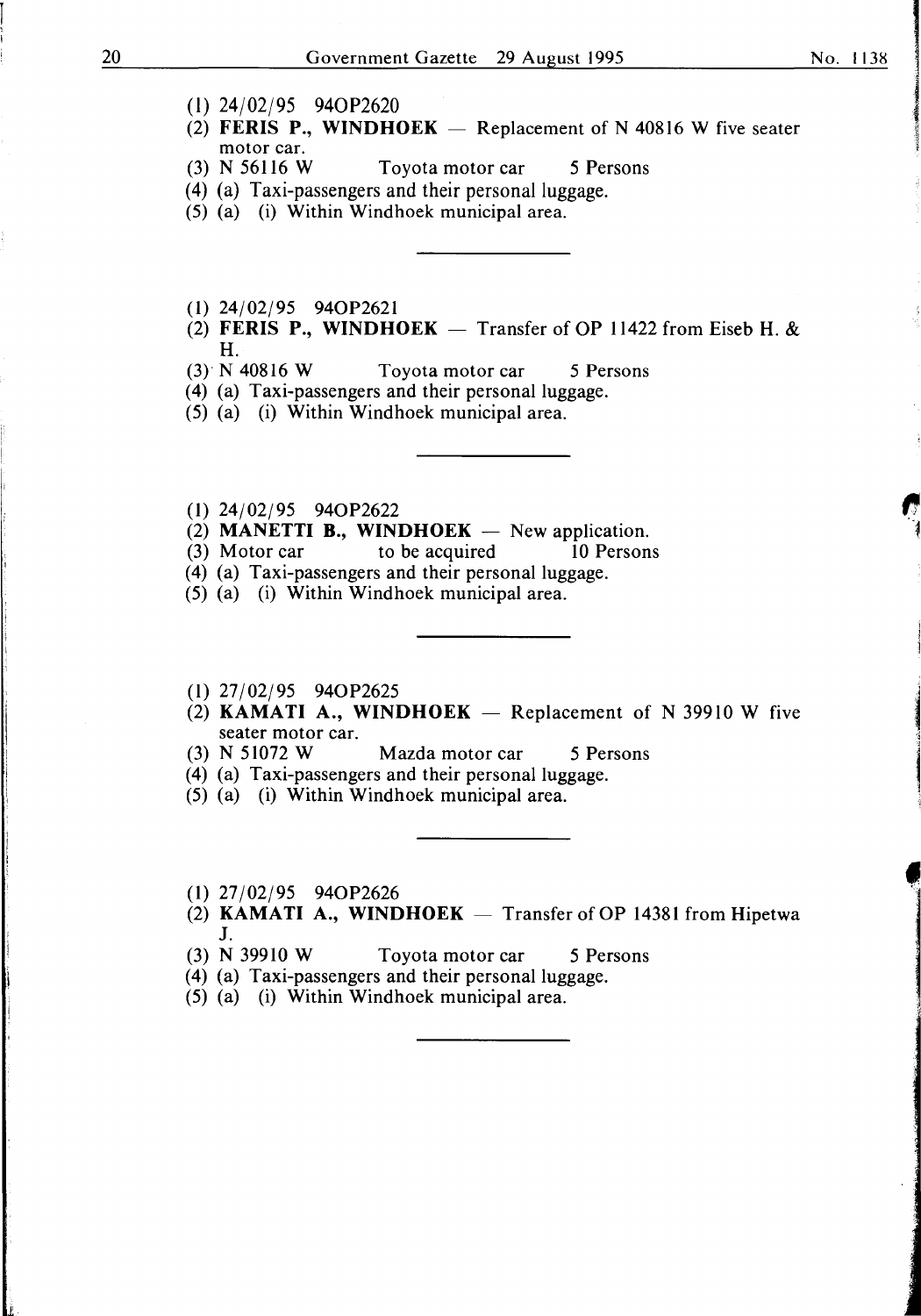(1) 24/02/95 94OP2620
(2) **FERIS P., WINDHOEK** — Replacement of N 40816 W five seater motor car.
(3) N 56116 W Toyota motor car 5 Persons
(4) (a) Taxi-passengers and their personal luggage.
(5) (a) (i) Within Windhoek municipal area.

---

(1) 24/02/95 94OP2621
(2) **FERIS P., WINDHOEK** — Transfer of OP 11422 from Eiseb H. & H.
(3) N 40816 W Toyota motor car 5 Persons
(4) (a) Taxi-passengers and their personal luggage.
(5) (a) (i) Within Windhoek municipal area.

---

(1) 24/02/95 94OP2622
(2) **MANETTI B., WINDHOEK** — New application.
(3) Motor car to be acquired 10 Persons
(4) (a) Taxi-passengers and their personal luggage.
(5) (a) (i) Within Windhoek municipal area.

---

(1) 27/02/95 94OP2625
(2) **KAMATI A., WINDHOEK** — Replacement of N 39910 W five seater motor car.
(3) N 51072 W Mazda motor car 5 Persons
(4) (a) Taxi-passengers and their personal luggage.
(5) (a) (i) Within Windhoek municipal area.

---

(1) 27/02/95 94OP2626
(2) **KAMATI A., WINDHOEK** — Transfer of OP 14381 from Hipetwa J.
(3) N 39910 W Toyota motor car 5 Persons
(4) (a) Taxi-passengers and their personal luggage.
(5) (a) (i) Within Windhoek municipal area.

---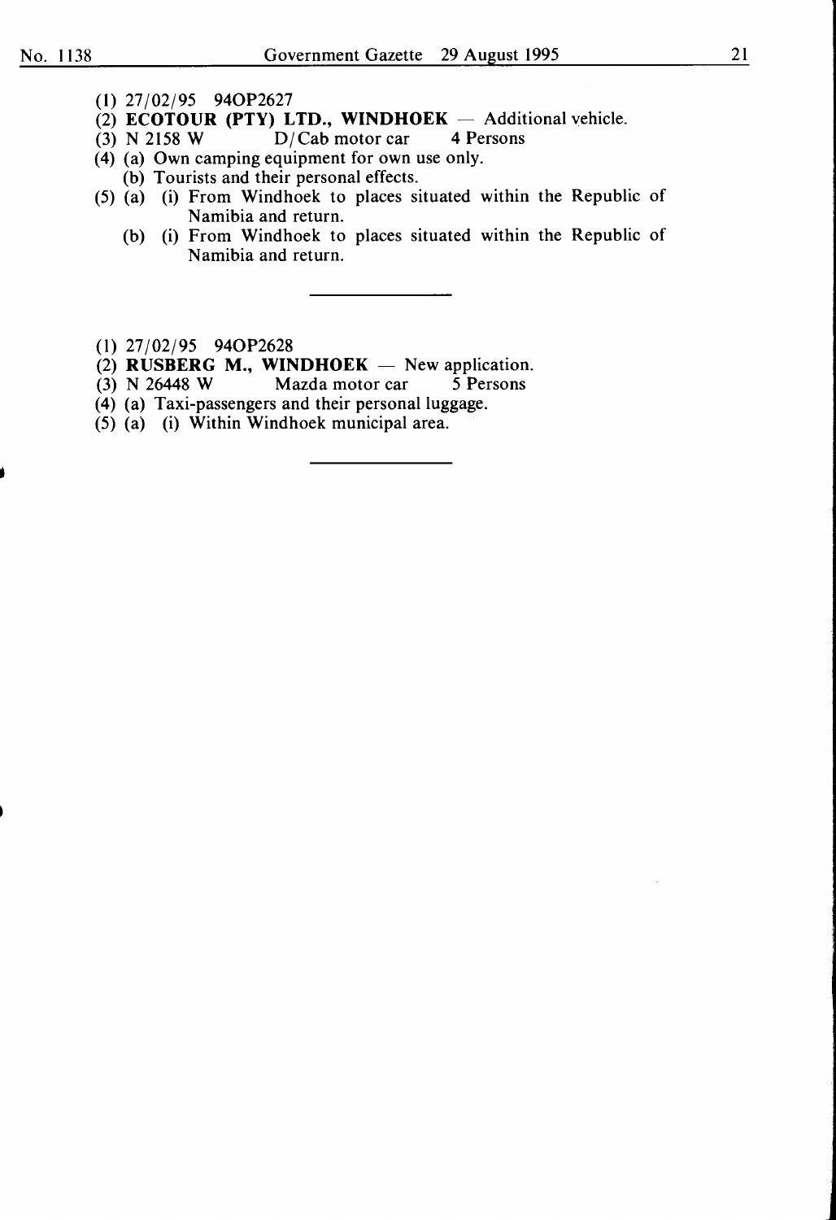(1) 27/02/95 94OP2627
(2) **ECOTOUR (PTY) LTD., WINDHOEK** — Additional vehicle.
(3) N 2158 W D/Cab motor car 4 Persons
(4) (a) Own camping equipment for own use only.
(b) Tourists and their personal effects.
(5) (a) (i) From Windhoek to places situated within the Republic of Namibia and return.
(b) (i) From Windhoek to places situated within the Republic of Namibia and return.

---

(1) 27/02/95 94OP2628
(2) **RUSBERG M., WINDHOEK** — New application.
(3) N 26448 W Mazda motor car 5 Persons
(4) (a) Taxi-passengers and their personal luggage.
(5) (a) (i) Within Windhoek municipal area.

---